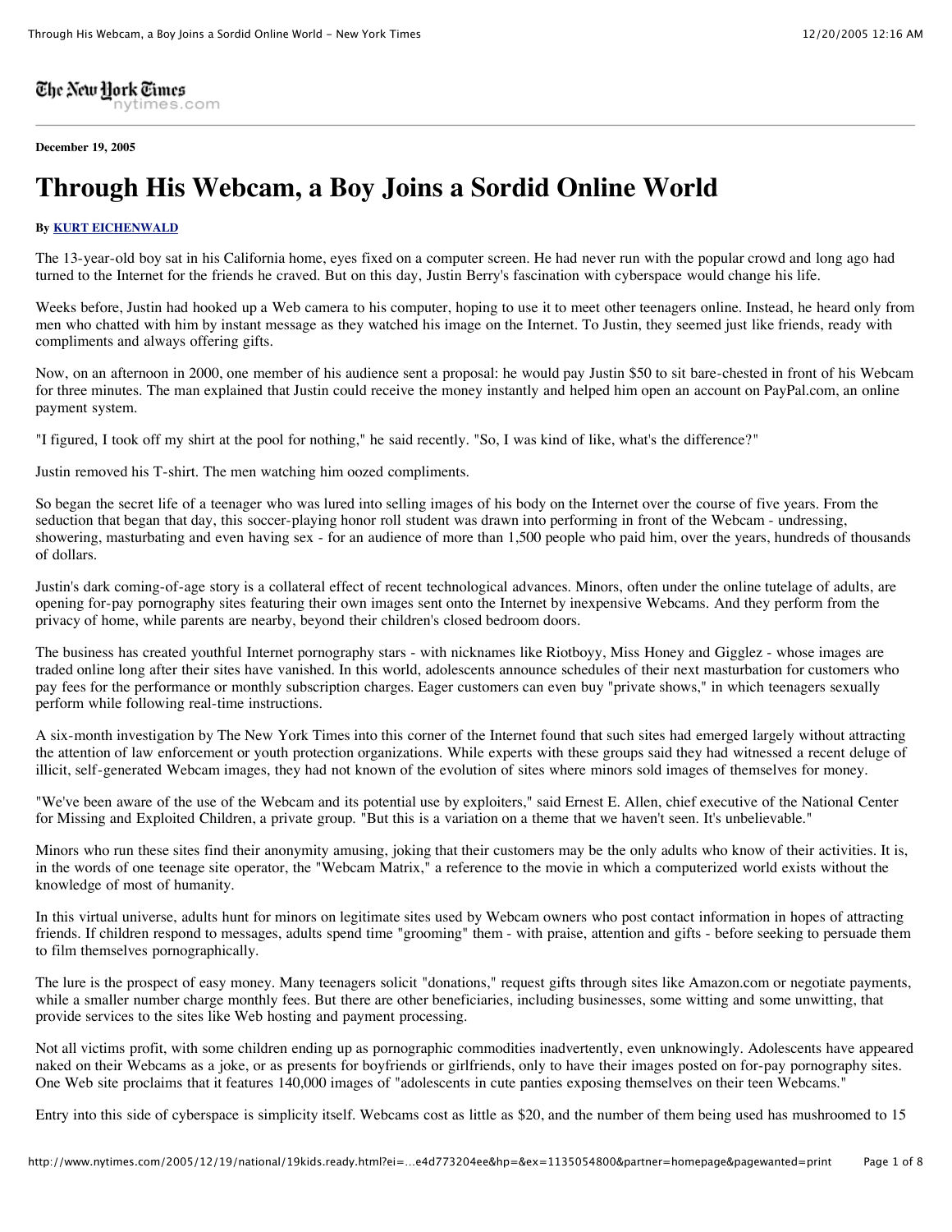The New York Times
nytimes.com

**December 19, 2005**

# Through His Webcam, a Boy Joins a Sordid Online World

**By KURT EICHENWALD**

The 13-year-old boy sat in his California home, eyes fixed on a computer screen. He had never run with the popular crowd and long ago had turned to the Internet for the friends he craved. But on this day, Justin Berry's fascination with cyberspace would change his life.

Weeks before, Justin had hooked up a Web camera to his computer, hoping to use it to meet other teenagers online. Instead, he heard only from men who chatted with him by instant message as they watched his image on the Internet. To Justin, they seemed just like friends, ready with compliments and always offering gifts.

Now, on an afternoon in 2000, one member of his audience sent a proposal: he would pay Justin $50 to sit bare-chested in front of his Webcam for three minutes. The man explained that Justin could receive the money instantly and helped him open an account on PayPal.com, an online payment system.

"I figured, I took off my shirt at the pool for nothing," he said recently. "So, I was kind of like, what's the difference?"

Justin removed his T-shirt. The men watching him oozed compliments.

So began the secret life of a teenager who was lured into selling images of his body on the Internet over the course of five years. From the seduction that began that day, this soccer-playing honor roll student was drawn into performing in front of the Webcam - undressing, showering, masturbating and even having sex - for an audience of more than 1,500 people who paid him, over the years, hundreds of thousands of dollars.

Justin's dark coming-of-age story is a collateral effect of recent technological advances. Minors, often under the online tutelage of adults, are opening for-pay pornography sites featuring their own images sent onto the Internet by inexpensive Webcams. And they perform from the privacy of home, while parents are nearby, beyond their children's closed bedroom doors.

The business has created youthful Internet pornography stars - with nicknames like Riotboyy, Miss Honey and Gigglez - whose images are traded online long after their sites have vanished. In this world, adolescents announce schedules of their next masturbation for customers who pay fees for the performance or monthly subscription charges. Eager customers can even buy "private shows," in which teenagers sexually perform while following real-time instructions.

A six-month investigation by The New York Times into this corner of the Internet found that such sites had emerged largely without attracting the attention of law enforcement or youth protection organizations. While experts with these groups said they had witnessed a recent deluge of illicit, self-generated Webcam images, they had not known of the evolution of sites where minors sold images of themselves for money.

"We've been aware of the use of the Webcam and its potential use by exploiters," said Ernest E. Allen, chief executive of the National Center for Missing and Exploited Children, a private group. "But this is a variation on a theme that we haven't seen. It's unbelievable."

Minors who run these sites find their anonymity amusing, joking that their customers may be the only adults who know of their activities. It is, in the words of one teenage site operator, the "Webcam Matrix," a reference to the movie in which a computerized world exists without the knowledge of most of humanity.

In this virtual universe, adults hunt for minors on legitimate sites used by Webcam owners who post contact information in hopes of attracting friends. If children respond to messages, adults spend time "grooming" them - with praise, attention and gifts - before seeking to persuade them to film themselves pornographically.

The lure is the prospect of easy money. Many teenagers solicit "donations," request gifts through sites like Amazon.com or negotiate payments, while a smaller number charge monthly fees. But there are other beneficiaries, including businesses, some witting and some unwitting, that provide services to the sites like Web hosting and payment processing.

Not all victims profit, with some children ending up as pornographic commodities inadvertently, even unknowingly. Adolescents have appeared naked on their Webcams as a joke, or as presents for boyfriends or girlfriends, only to have their images posted on for-pay pornography sites. One Web site proclaims that it features 140,000 images of "adolescents in cute panties exposing themselves on their teen Webcams."

Entry into this side of cyberspace is simplicity itself. Webcams cost as little as $20, and the number of them being used has mushroomed to 15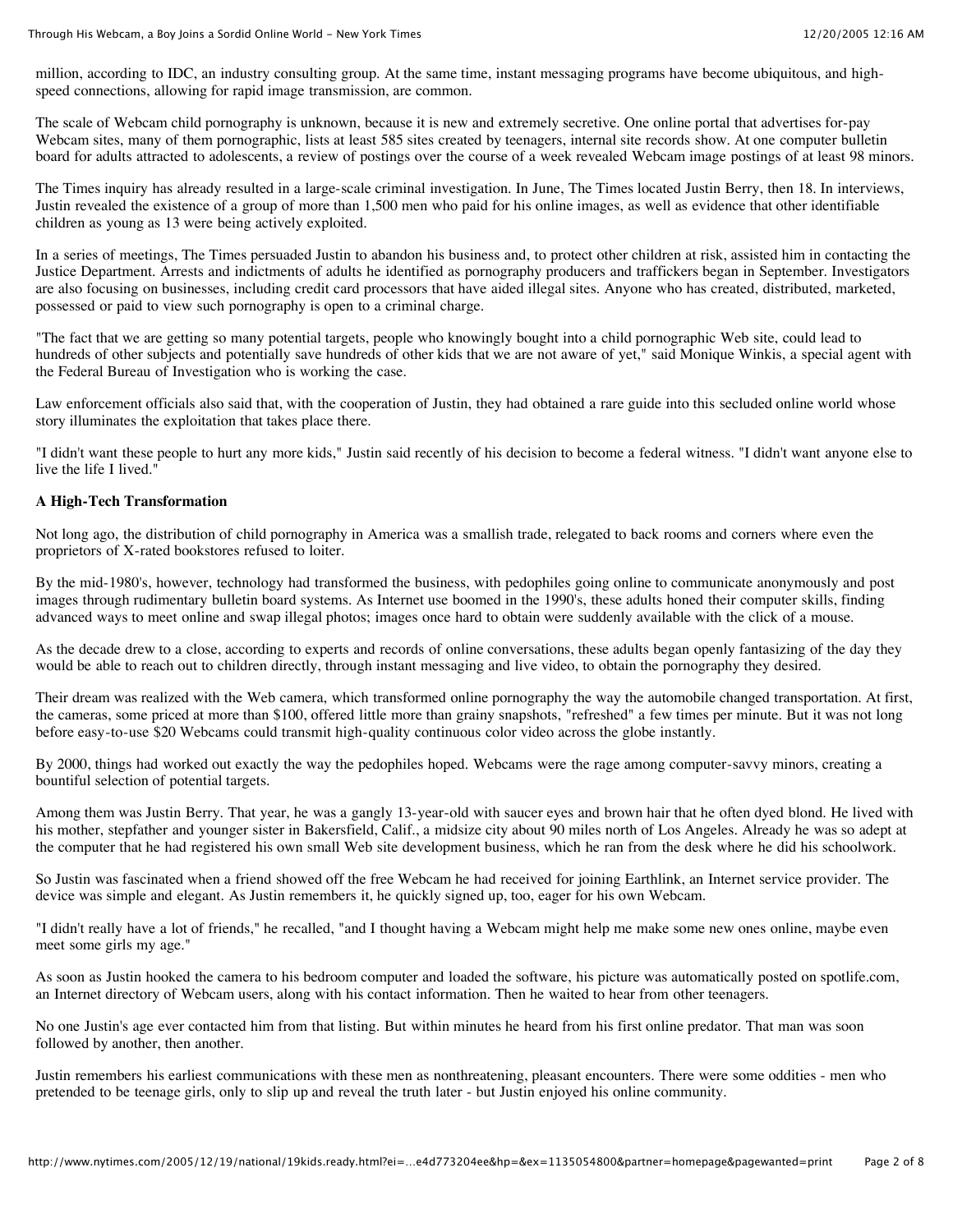million, according to IDC, an industry consulting group. At the same time, instant messaging programs have become ubiquitous, and high-speed connections, allowing for rapid image transmission, are common.

The scale of Webcam child pornography is unknown, because it is new and extremely secretive. One online portal that advertises for-pay Webcam sites, many of them pornographic, lists at least 585 sites created by teenagers, internal site records show. At one computer bulletin board for adults attracted to adolescents, a review of postings over the course of a week revealed Webcam image postings of at least 98 minors.

The Times inquiry has already resulted in a large-scale criminal investigation. In June, The Times located Justin Berry, then 18. In interviews, Justin revealed the existence of a group of more than 1,500 men who paid for his online images, as well as evidence that other identifiable children as young as 13 were being actively exploited.

In a series of meetings, The Times persuaded Justin to abandon his business and, to protect other children at risk, assisted him in contacting the Justice Department. Arrests and indictments of adults he identified as pornography producers and traffickers began in September. Investigators are also focusing on businesses, including credit card processors that have aided illegal sites. Anyone who has created, distributed, marketed, possessed or paid to view such pornography is open to a criminal charge.

"The fact that we are getting so many potential targets, people who knowingly bought into a child pornographic Web site, could lead to hundreds of other subjects and potentially save hundreds of other kids that we are not aware of yet," said Monique Winkis, a special agent with the Federal Bureau of Investigation who is working the case.

Law enforcement officials also said that, with the cooperation of Justin, they had obtained a rare guide into this secluded online world whose story illuminates the exploitation that takes place there.

"I didn't want these people to hurt any more kids," Justin said recently of his decision to become a federal witness. "I didn't want anyone else to live the life I lived."

**A High-Tech Transformation**

Not long ago, the distribution of child pornography in America was a smallish trade, relegated to back rooms and corners where even the proprietors of X-rated bookstores refused to loiter.

By the mid-1980's, however, technology had transformed the business, with pedophiles going online to communicate anonymously and post images through rudimentary bulletin board systems. As Internet use boomed in the 1990's, these adults honed their computer skills, finding advanced ways to meet online and swap illegal photos; images once hard to obtain were suddenly available with the click of a mouse.

As the decade drew to a close, according to experts and records of online conversations, these adults began openly fantasizing of the day they would be able to reach out to children directly, through instant messaging and live video, to obtain the pornography they desired.

Their dream was realized with the Web camera, which transformed online pornography the way the automobile changed transportation. At first, the cameras, some priced at more than $100, offered little more than grainy snapshots, "refreshed" a few times per minute. But it was not long before easy-to-use $20 Webcams could transmit high-quality continuous color video across the globe instantly.

By 2000, things had worked out exactly the way the pedophiles hoped. Webcams were the rage among computer-savvy minors, creating a bountiful selection of potential targets.

Among them was Justin Berry. That year, he was a gangly 13-year-old with saucer eyes and brown hair that he often dyed blond. He lived with his mother, stepfather and younger sister in Bakersfield, Calif., a midsize city about 90 miles north of Los Angeles. Already he was so adept at the computer that he had registered his own small Web site development business, which he ran from the desk where he did his schoolwork.

So Justin was fascinated when a friend showed off the free Webcam he had received for joining Earthlink, an Internet service provider. The device was simple and elegant. As Justin remembers it, he quickly signed up, too, eager for his own Webcam.

"I didn't really have a lot of friends," he recalled, "and I thought having a Webcam might help me make some new ones online, maybe even meet some girls my age."

As soon as Justin hooked the camera to his bedroom computer and loaded the software, his picture was automatically posted on spotlife.com, an Internet directory of Webcam users, along with his contact information. Then he waited to hear from other teenagers.

No one Justin's age ever contacted him from that listing. But within minutes he heard from his first online predator. That man was soon followed by another, then another.

Justin remembers his earliest communications with these men as nonthreatening, pleasant encounters. There were some oddities - men who pretended to be teenage girls, only to slip up and reveal the truth later - but Justin enjoyed his online community.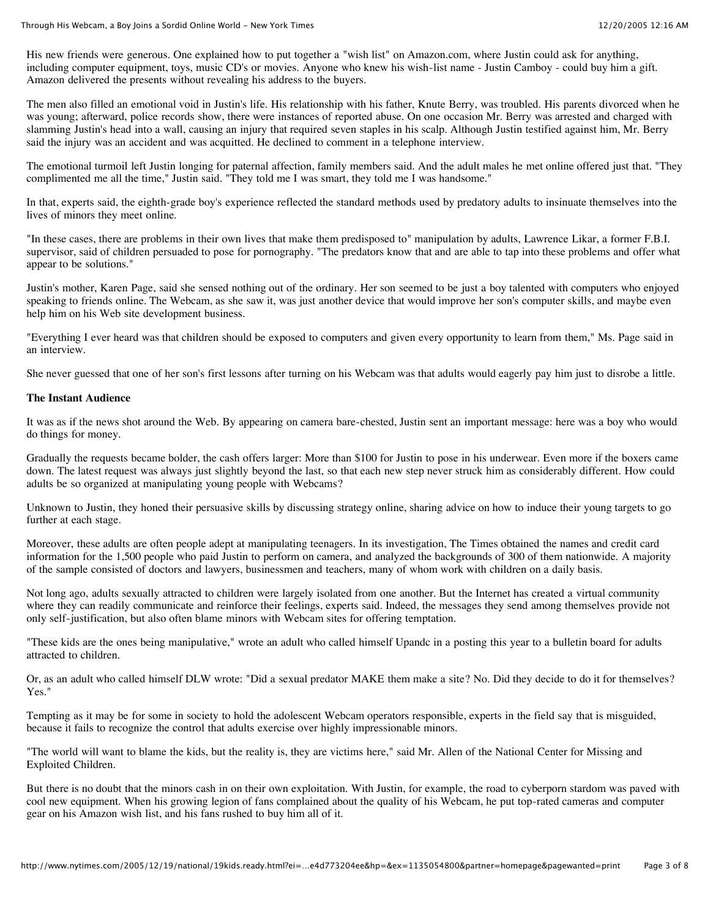His new friends were generous. One explained how to put together a "wish list" on Amazon.com, where Justin could ask for anything, including computer equipment, toys, music CD's or movies. Anyone who knew his wish-list name - Justin Camboy - could buy him a gift. Amazon delivered the presents without revealing his address to the buyers.

The men also filled an emotional void in Justin's life. His relationship with his father, Knute Berry, was troubled. His parents divorced when he was young; afterward, police records show, there were instances of reported abuse. On one occasion Mr. Berry was arrested and charged with slamming Justin's head into a wall, causing an injury that required seven staples in his scalp. Although Justin testified against him, Mr. Berry said the injury was an accident and was acquitted. He declined to comment in a telephone interview.

The emotional turmoil left Justin longing for paternal affection, family members said. And the adult males he met online offered just that. "They complimented me all the time," Justin said. "They told me I was smart, they told me I was handsome."

In that, experts said, the eighth-grade boy's experience reflected the standard methods used by predatory adults to insinuate themselves into the lives of minors they meet online.

"In these cases, there are problems in their own lives that make them predisposed to" manipulation by adults, Lawrence Likar, a former F.B.I. supervisor, said of children persuaded to pose for pornography. "The predators know that and are able to tap into these problems and offer what appear to be solutions."

Justin's mother, Karen Page, said she sensed nothing out of the ordinary. Her son seemed to be just a boy talented with computers who enjoyed speaking to friends online. The Webcam, as she saw it, was just another device that would improve her son's computer skills, and maybe even help him on his Web site development business.

"Everything I ever heard was that children should be exposed to computers and given every opportunity to learn from them," Ms. Page said in an interview.

She never guessed that one of her son's first lessons after turning on his Webcam was that adults would eagerly pay him just to disrobe a little.

**The Instant Audience**

It was as if the news shot around the Web. By appearing on camera bare-chested, Justin sent an important message: here was a boy who would do things for money.

Gradually the requests became bolder, the cash offers larger: More than $100 for Justin to pose in his underwear. Even more if the boxers came down. The latest request was always just slightly beyond the last, so that each new step never struck him as considerably different. How could adults be so organized at manipulating young people with Webcams?

Unknown to Justin, they honed their persuasive skills by discussing strategy online, sharing advice on how to induce their young targets to go further at each stage.

Moreover, these adults are often people adept at manipulating teenagers. In its investigation, The Times obtained the names and credit card information for the 1,500 people who paid Justin to perform on camera, and analyzed the backgrounds of 300 of them nationwide. A majority of the sample consisted of doctors and lawyers, businessmen and teachers, many of whom work with children on a daily basis.

Not long ago, adults sexually attracted to children were largely isolated from one another. But the Internet has created a virtual community where they can readily communicate and reinforce their feelings, experts said. Indeed, the messages they send among themselves provide not only self-justification, but also often blame minors with Webcam sites for offering temptation.

"These kids are the ones being manipulative," wrote an adult who called himself Upandc in a posting this year to a bulletin board for adults attracted to children.

Or, as an adult who called himself DLW wrote: "Did a sexual predator MAKE them make a site? No. Did they decide to do it for themselves? Yes."

Tempting as it may be for some in society to hold the adolescent Webcam operators responsible, experts in the field say that is misguided, because it fails to recognize the control that adults exercise over highly impressionable minors.

"The world will want to blame the kids, but the reality is, they are victims here," said Mr. Allen of the National Center for Missing and Exploited Children.

But there is no doubt that the minors cash in on their own exploitation. With Justin, for example, the road to cyberporn stardom was paved with cool new equipment. When his growing legion of fans complained about the quality of his Webcam, he put top-rated cameras and computer gear on his Amazon wish list, and his fans rushed to buy him all of it.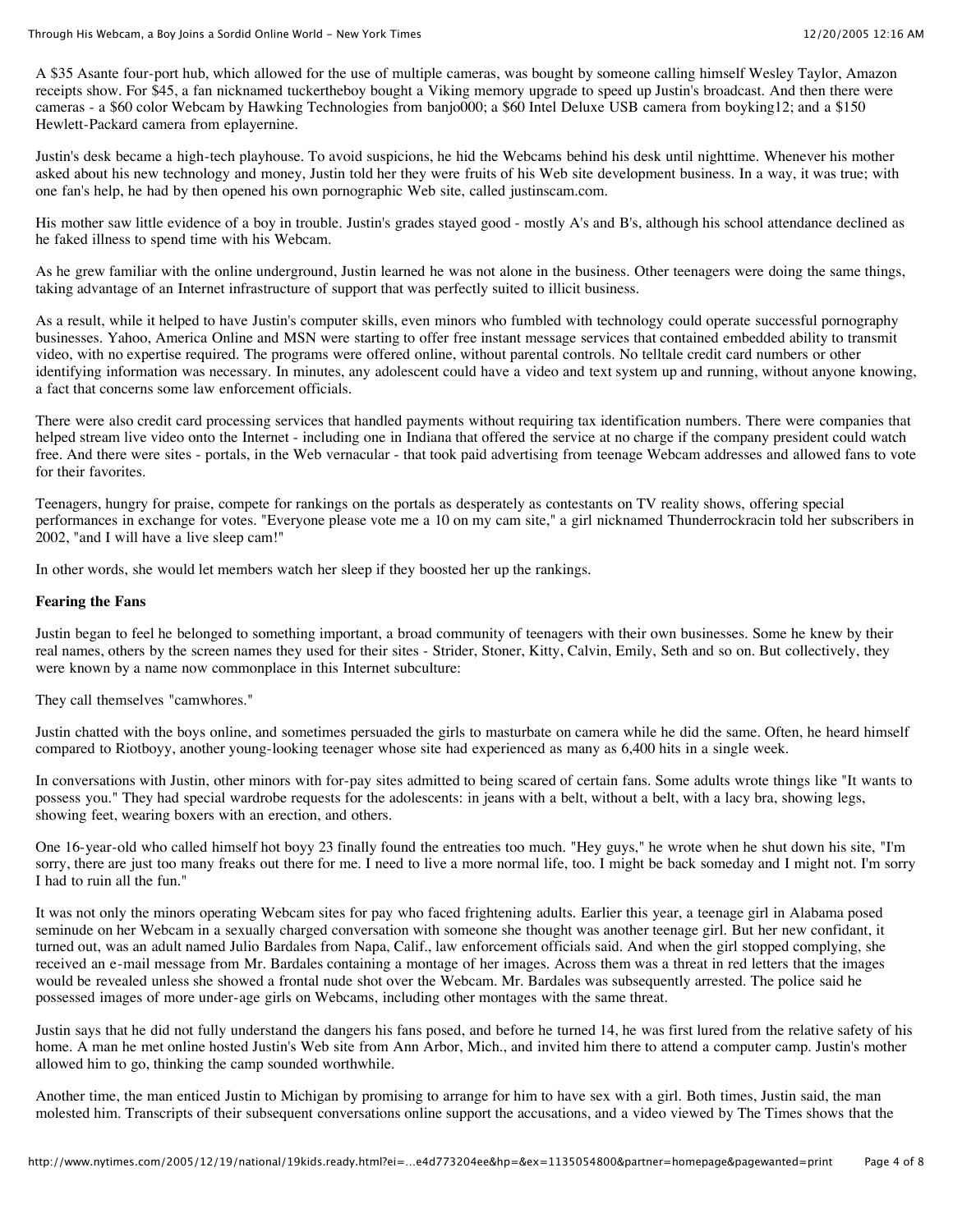A $35 Asante four-port hub, which allowed for the use of multiple cameras, was bought by someone calling himself Wesley Taylor, Amazon receipts show. For $45, a fan nicknamed tuckertheboy bought a Viking memory upgrade to speed up Justin's broadcast. And then there were cameras - a $60 color Webcam by Hawking Technologies from banjo000; a $60 Intel Deluxe USB camera from boyking12; and a $150 Hewlett-Packard camera from eplayernine.

Justin's desk became a high-tech playhouse. To avoid suspicions, he hid the Webcams behind his desk until nighttime. Whenever his mother asked about his new technology and money, Justin told her they were fruits of his Web site development business. In a way, it was true; with one fan's help, he had by then opened his own pornographic Web site, called justinscam.com.

His mother saw little evidence of a boy in trouble. Justin's grades stayed good - mostly A's and B's, although his school attendance declined as he faked illness to spend time with his Webcam.

As he grew familiar with the online underground, Justin learned he was not alone in the business. Other teenagers were doing the same things, taking advantage of an Internet infrastructure of support that was perfectly suited to illicit business.

As a result, while it helped to have Justin's computer skills, even minors who fumbled with technology could operate successful pornography businesses. Yahoo, America Online and MSN were starting to offer free instant message services that contained embedded ability to transmit video, with no expertise required. The programs were offered online, without parental controls. No telltale credit card numbers or other identifying information was necessary. In minutes, any adolescent could have a video and text system up and running, without anyone knowing, a fact that concerns some law enforcement officials.

There were also credit card processing services that handled payments without requiring tax identification numbers. There were companies that helped stream live video onto the Internet - including one in Indiana that offered the service at no charge if the company president could watch free. And there were sites - portals, in the Web vernacular - that took paid advertising from teenage Webcam addresses and allowed fans to vote for their favorites.

Teenagers, hungry for praise, compete for rankings on the portals as desperately as contestants on TV reality shows, offering special performances in exchange for votes. "Everyone please vote me a 10 on my cam site," a girl nicknamed Thunderrockracin told her subscribers in 2002, "and I will have a live sleep cam!"

In other words, she would let members watch her sleep if they boosted her up the rankings.

**Fearing the Fans**

Justin began to feel he belonged to something important, a broad community of teenagers with their own businesses. Some he knew by their real names, others by the screen names they used for their sites - Strider, Stoner, Kitty, Calvin, Emily, Seth and so on. But collectively, they were known by a name now commonplace in this Internet subculture:

They call themselves "camwhores."

Justin chatted with the boys online, and sometimes persuaded the girls to masturbate on camera while he did the same. Often, he heard himself compared to Riotboyy, another young-looking teenager whose site had experienced as many as 6,400 hits in a single week.

In conversations with Justin, other minors with for-pay sites admitted to being scared of certain fans. Some adults wrote things like "It wants to possess you." They had special wardrobe requests for the adolescents: in jeans with a belt, without a belt, with a lacy bra, showing legs, showing feet, wearing boxers with an erection, and others.

One 16-year-old who called himself hot boyy 23 finally found the entreaties too much. "Hey guys," he wrote when he shut down his site, "I'm sorry, there are just too many freaks out there for me. I need to live a more normal life, too. I might be back someday and I might not. I'm sorry I had to ruin all the fun."

It was not only the minors operating Webcam sites for pay who faced frightening adults. Earlier this year, a teenage girl in Alabama posed seminude on her Webcam in a sexually charged conversation with someone she thought was another teenage girl. But her new confidant, it turned out, was an adult named Julio Bardales from Napa, Calif., law enforcement officials said. And when the girl stopped complying, she received an e-mail message from Mr. Bardales containing a montage of her images. Across them was a threat in red letters that the images would be revealed unless she showed a frontal nude shot over the Webcam. Mr. Bardales was subsequently arrested. The police said he possessed images of more under-age girls on Webcams, including other montages with the same threat.

Justin says that he did not fully understand the dangers his fans posed, and before he turned 14, he was first lured from the relative safety of his home. A man he met online hosted Justin's Web site from Ann Arbor, Mich., and invited him there to attend a computer camp. Justin's mother allowed him to go, thinking the camp sounded worthwhile.

Another time, the man enticed Justin to Michigan by promising to arrange for him to have sex with a girl. Both times, Justin said, the man molested him. Transcripts of their subsequent conversations online support the accusations, and a video viewed by The Times shows that the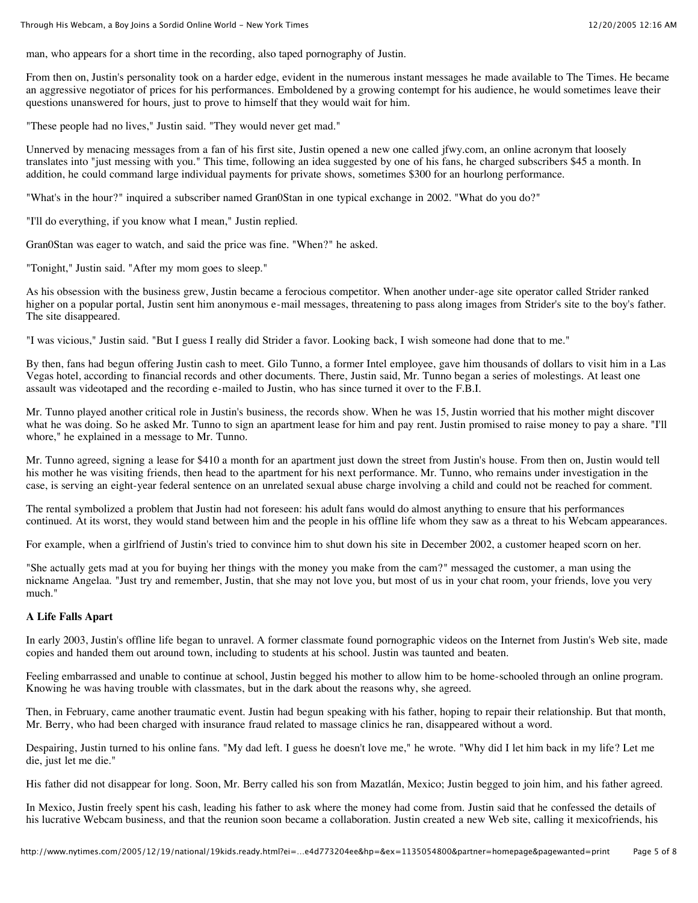man, who appears for a short time in the recording, also taped pornography of Justin.

From then on, Justin's personality took on a harder edge, evident in the numerous instant messages he made available to The Times. He became an aggressive negotiator of prices for his performances. Emboldened by a growing contempt for his audience, he would sometimes leave their questions unanswered for hours, just to prove to himself that they would wait for him.

"These people had no lives," Justin said. "They would never get mad."

Unnerved by menacing messages from a fan of his first site, Justin opened a new one called jfwy.com, an online acronym that loosely translates into "just messing with you." This time, following an idea suggested by one of his fans, he charged subscribers $45 a month. In addition, he could command large individual payments for private shows, sometimes $300 for an hourlong performance.

"What's in the hour?" inquired a subscriber named Gran0Stan in one typical exchange in 2002. "What do you do?"

"I'll do everything, if you know what I mean," Justin replied.

Gran0Stan was eager to watch, and said the price was fine. "When?" he asked.

"Tonight," Justin said. "After my mom goes to sleep."

As his obsession with the business grew, Justin became a ferocious competitor. When another under-age site operator called Strider ranked higher on a popular portal, Justin sent him anonymous e-mail messages, threatening to pass along images from Strider's site to the boy's father. The site disappeared.

"I was vicious," Justin said. "But I guess I really did Strider a favor. Looking back, I wish someone had done that to me."

By then, fans had begun offering Justin cash to meet. Gilo Tunno, a former Intel employee, gave him thousands of dollars to visit him in a Las Vegas hotel, according to financial records and other documents. There, Justin said, Mr. Tunno began a series of molestings. At least one assault was videotaped and the recording e-mailed to Justin, who has since turned it over to the F.B.I.

Mr. Tunno played another critical role in Justin's business, the records show. When he was 15, Justin worried that his mother might discover what he was doing. So he asked Mr. Tunno to sign an apartment lease for him and pay rent. Justin promised to raise money to pay a share. "I'll whore," he explained in a message to Mr. Tunno.

Mr. Tunno agreed, signing a lease for $410 a month for an apartment just down the street from Justin's house. From then on, Justin would tell his mother he was visiting friends, then head to the apartment for his next performance. Mr. Tunno, who remains under investigation in the case, is serving an eight-year federal sentence on an unrelated sexual abuse charge involving a child and could not be reached for comment.

The rental symbolized a problem that Justin had not foreseen: his adult fans would do almost anything to ensure that his performances continued. At its worst, they would stand between him and the people in his offline life whom they saw as a threat to his Webcam appearances.

For example, when a girlfriend of Justin's tried to convince him to shut down his site in December 2002, a customer heaped scorn on her.

"She actually gets mad at you for buying her things with the money you make from the cam?" messaged the customer, a man using the nickname Angelaa. "Just try and remember, Justin, that she may not love you, but most of us in your chat room, your friends, love you very much."

**A Life Falls Apart**

In early 2003, Justin's offline life began to unravel. A former classmate found pornographic videos on the Internet from Justin's Web site, made copies and handed them out around town, including to students at his school. Justin was taunted and beaten.

Feeling embarrassed and unable to continue at school, Justin begged his mother to allow him to be home-schooled through an online program. Knowing he was having trouble with classmates, but in the dark about the reasons why, she agreed.

Then, in February, came another traumatic event. Justin had begun speaking with his father, hoping to repair their relationship. But that month, Mr. Berry, who had been charged with insurance fraud related to massage clinics he ran, disappeared without a word.

Despairing, Justin turned to his online fans. "My dad left. I guess he doesn't love me," he wrote. "Why did I let him back in my life? Let me die, just let me die."

His father did not disappear for long. Soon, Mr. Berry called his son from Mazatlán, Mexico; Justin begged to join him, and his father agreed.

In Mexico, Justin freely spent his cash, leading his father to ask where the money had come from. Justin said that he confessed the details of his lucrative Webcam business, and that the reunion soon became a collaboration. Justin created a new Web site, calling it mexicofriends, his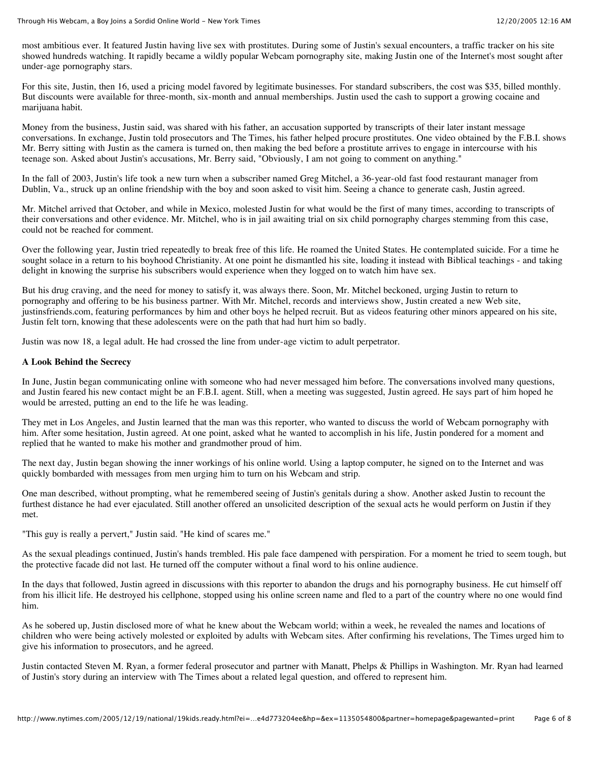most ambitious ever. It featured Justin having live sex with prostitutes. During some of Justin's sexual encounters, a traffic tracker on his site showed hundreds watching. It rapidly became a wildly popular Webcam pornography site, making Justin one of the Internet's most sought after under-age pornography stars.

For this site, Justin, then 16, used a pricing model favored by legitimate businesses. For standard subscribers, the cost was $35, billed monthly. But discounts were available for three-month, six-month and annual memberships. Justin used the cash to support a growing cocaine and marijuana habit.

Money from the business, Justin said, was shared with his father, an accusation supported by transcripts of their later instant message conversations. In exchange, Justin told prosecutors and The Times, his father helped procure prostitutes. One video obtained by the F.B.I. shows Mr. Berry sitting with Justin as the camera is turned on, then making the bed before a prostitute arrives to engage in intercourse with his teenage son. Asked about Justin's accusations, Mr. Berry said, "Obviously, I am not going to comment on anything."

In the fall of 2003, Justin's life took a new turn when a subscriber named Greg Mitchel, a 36-year-old fast food restaurant manager from Dublin, Va., struck up an online friendship with the boy and soon asked to visit him. Seeing a chance to generate cash, Justin agreed.

Mr. Mitchel arrived that October, and while in Mexico, molested Justin for what would be the first of many times, according to transcripts of their conversations and other evidence. Mr. Mitchel, who is in jail awaiting trial on six child pornography charges stemming from this case, could not be reached for comment.

Over the following year, Justin tried repeatedly to break free of this life. He roamed the United States. He contemplated suicide. For a time he sought solace in a return to his boyhood Christianity. At one point he dismantled his site, loading it instead with Biblical teachings - and taking delight in knowing the surprise his subscribers would experience when they logged on to watch him have sex.

But his drug craving, and the need for money to satisfy it, was always there. Soon, Mr. Mitchel beckoned, urging Justin to return to pornography and offering to be his business partner. With Mr. Mitchel, records and interviews show, Justin created a new Web site, justinsfriends.com, featuring performances by him and other boys he helped recruit. But as videos featuring other minors appeared on his site, Justin felt torn, knowing that these adolescents were on the path that had hurt him so badly.

Justin was now 18, a legal adult. He had crossed the line from under-age victim to adult perpetrator.

**A Look Behind the Secrecy**

In June, Justin began communicating online with someone who had never messaged him before. The conversations involved many questions, and Justin feared his new contact might be an F.B.I. agent. Still, when a meeting was suggested, Justin agreed. He says part of him hoped he would be arrested, putting an end to the life he was leading.

They met in Los Angeles, and Justin learned that the man was this reporter, who wanted to discuss the world of Webcam pornography with him. After some hesitation, Justin agreed. At one point, asked what he wanted to accomplish in his life, Justin pondered for a moment and replied that he wanted to make his mother and grandmother proud of him.

The next day, Justin began showing the inner workings of his online world. Using a laptop computer, he signed on to the Internet and was quickly bombarded with messages from men urging him to turn on his Webcam and strip.

One man described, without prompting, what he remembered seeing of Justin's genitals during a show. Another asked Justin to recount the furthest distance he had ever ejaculated. Still another offered an unsolicited description of the sexual acts he would perform on Justin if they met.

"This guy is really a pervert," Justin said. "He kind of scares me."

As the sexual pleadings continued, Justin's hands trembled. His pale face dampened with perspiration. For a moment he tried to seem tough, but the protective facade did not last. He turned off the computer without a final word to his online audience.

In the days that followed, Justin agreed in discussions with this reporter to abandon the drugs and his pornography business. He cut himself off from his illicit life. He destroyed his cellphone, stopped using his online screen name and fled to a part of the country where no one would find him.

As he sobered up, Justin disclosed more of what he knew about the Webcam world; within a week, he revealed the names and locations of children who were being actively molested or exploited by adults with Webcam sites. After confirming his revelations, The Times urged him to give his information to prosecutors, and he agreed.

Justin contacted Steven M. Ryan, a former federal prosecutor and partner with Manatt, Phelps & Phillips in Washington. Mr. Ryan had learned of Justin's story during an interview with The Times about a related legal question, and offered to represent him.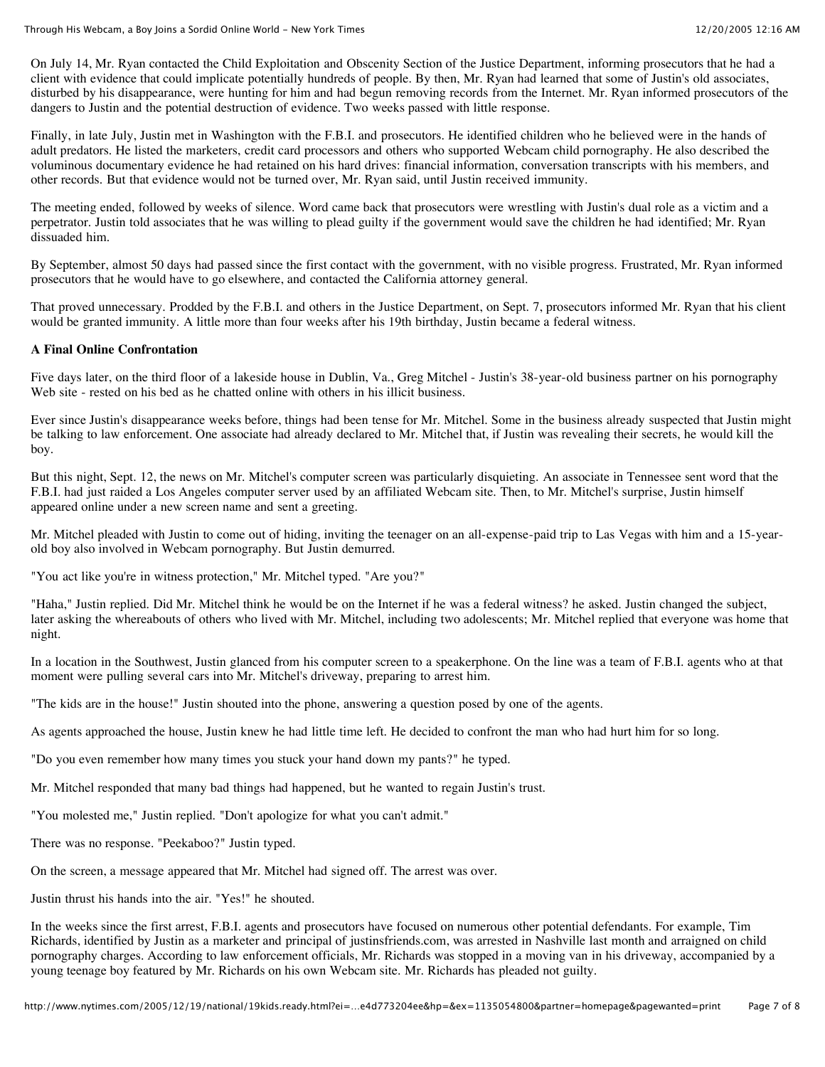On July 14, Mr. Ryan contacted the Child Exploitation and Obscenity Section of the Justice Department, informing prosecutors that he had a client with evidence that could implicate potentially hundreds of people. By then, Mr. Ryan had learned that some of Justin's old associates, disturbed by his disappearance, were hunting for him and had begun removing records from the Internet. Mr. Ryan informed prosecutors of the dangers to Justin and the potential destruction of evidence. Two weeks passed with little response.

Finally, in late July, Justin met in Washington with the F.B.I. and prosecutors. He identified children who he believed were in the hands of adult predators. He listed the marketers, credit card processors and others who supported Webcam child pornography. He also described the voluminous documentary evidence he had retained on his hard drives: financial information, conversation transcripts with his members, and other records. But that evidence would not be turned over, Mr. Ryan said, until Justin received immunity.

The meeting ended, followed by weeks of silence. Word came back that prosecutors were wrestling with Justin's dual role as a victim and a perpetrator. Justin told associates that he was willing to plead guilty if the government would save the children he had identified; Mr. Ryan dissuaded him.

By September, almost 50 days had passed since the first contact with the government, with no visible progress. Frustrated, Mr. Ryan informed prosecutors that he would have to go elsewhere, and contacted the California attorney general.

That proved unnecessary. Prodded by the F.B.I. and others in the Justice Department, on Sept. 7, prosecutors informed Mr. Ryan that his client would be granted immunity. A little more than four weeks after his 19th birthday, Justin became a federal witness.

**A Final Online Confrontation**

Five days later, on the third floor of a lakeside house in Dublin, Va., Greg Mitchel - Justin's 38-year-old business partner on his pornography Web site - rested on his bed as he chatted online with others in his illicit business.

Ever since Justin's disappearance weeks before, things had been tense for Mr. Mitchel. Some in the business already suspected that Justin might be talking to law enforcement. One associate had already declared to Mr. Mitchel that, if Justin was revealing their secrets, he would kill the boy.

But this night, Sept. 12, the news on Mr. Mitchel's computer screen was particularly disquieting. An associate in Tennessee sent word that the F.B.I. had just raided a Los Angeles computer server used by an affiliated Webcam site. Then, to Mr. Mitchel's surprise, Justin himself appeared online under a new screen name and sent a greeting.

Mr. Mitchel pleaded with Justin to come out of hiding, inviting the teenager on an all-expense-paid trip to Las Vegas with him and a 15-year-old boy also involved in Webcam pornography. But Justin demurred.

"You act like you're in witness protection," Mr. Mitchel typed. "Are you?"

"Haha," Justin replied. Did Mr. Mitchel think he would be on the Internet if he was a federal witness? he asked. Justin changed the subject, later asking the whereabouts of others who lived with Mr. Mitchel, including two adolescents; Mr. Mitchel replied that everyone was home that night.

In a location in the Southwest, Justin glanced from his computer screen to a speakerphone. On the line was a team of F.B.I. agents who at that moment were pulling several cars into Mr. Mitchel's driveway, preparing to arrest him.

"The kids are in the house!" Justin shouted into the phone, answering a question posed by one of the agents.

As agents approached the house, Justin knew he had little time left. He decided to confront the man who had hurt him for so long.

"Do you even remember how many times you stuck your hand down my pants?" he typed.

Mr. Mitchel responded that many bad things had happened, but he wanted to regain Justin's trust.

"You molested me," Justin replied. "Don't apologize for what you can't admit."

There was no response. "Peekaboo?" Justin typed.

On the screen, a message appeared that Mr. Mitchel had signed off. The arrest was over.

Justin thrust his hands into the air. "Yes!" he shouted.

In the weeks since the first arrest, F.B.I. agents and prosecutors have focused on numerous other potential defendants. For example, Tim Richards, identified by Justin as a marketer and principal of justinsfriends.com, was arrested in Nashville last month and arraigned on child pornography charges. According to law enforcement officials, Mr. Richards was stopped in a moving van in his driveway, accompanied by a young teenage boy featured by Mr. Richards on his own Webcam site. Mr. Richards has pleaded not guilty.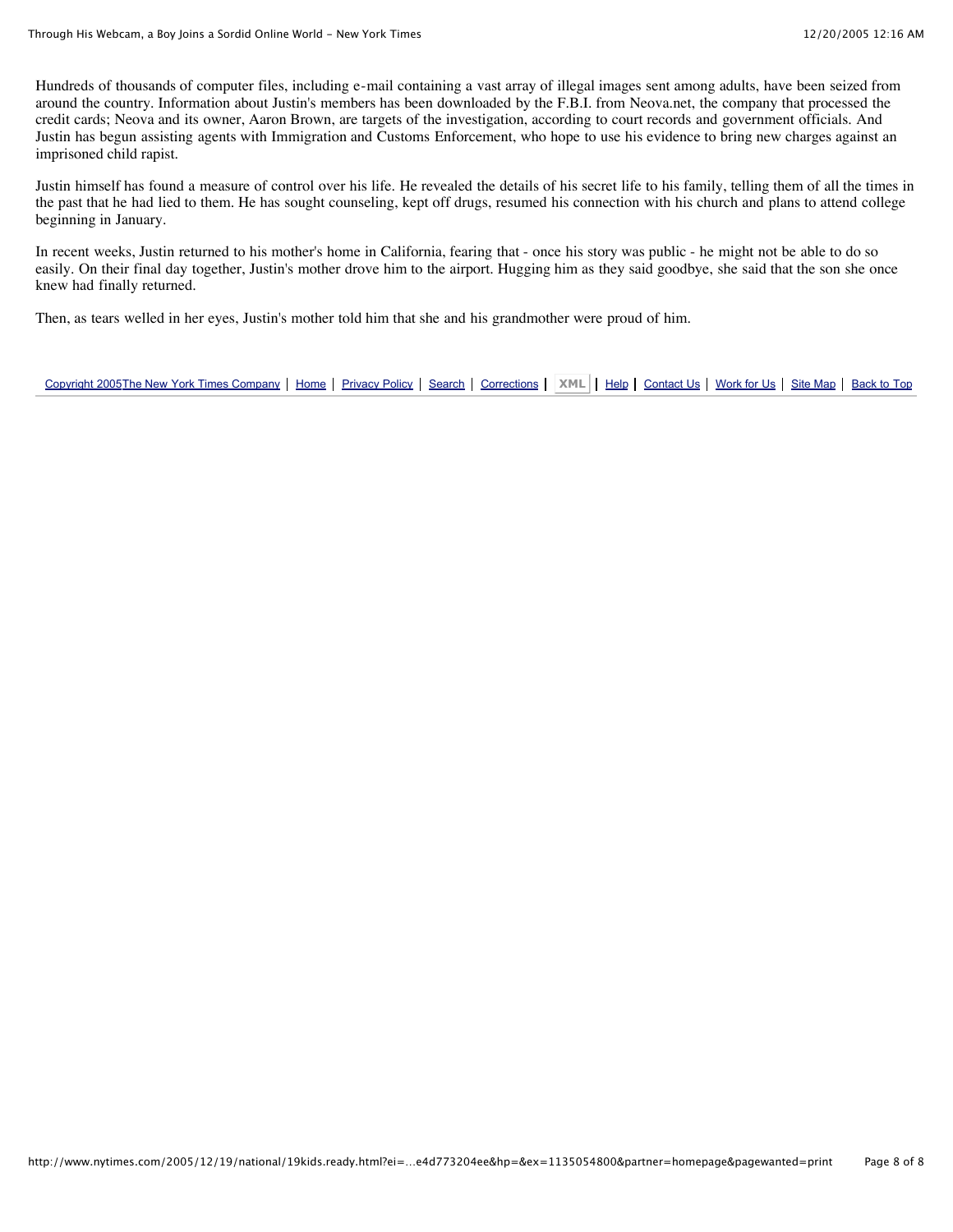Hundreds of thousands of computer files, including e-mail containing a vast array of illegal images sent among adults, have been seized from around the country. Information about Justin's members has been downloaded by the F.B.I. from Neova.net, the company that processed the credit cards; Neova and its owner, Aaron Brown, are targets of the investigation, according to court records and government officials. And Justin has begun assisting agents with Immigration and Customs Enforcement, who hope to use his evidence to bring new charges against an imprisoned child rapist.

Justin himself has found a measure of control over his life. He revealed the details of his secret life to his family, telling them of all the times in the past that he had lied to them. He has sought counseling, kept off drugs, resumed his connection with his church and plans to attend college beginning in January.

In recent weeks, Justin returned to his mother's home in California, fearing that - once his story was public - he might not be able to do so easily. On their final day together, Justin's mother drove him to the airport. Hugging him as they said goodbye, she said that the son she once knew had finally returned.

Then, as tears welled in her eyes, Justin's mother told him that she and his grandmother were proud of him.

Copyright 2005The New York Times Company | Home | Privacy Policy | Search | Corrections | XML | Help | Contact Us | Work for Us | Site Map | Back to Top